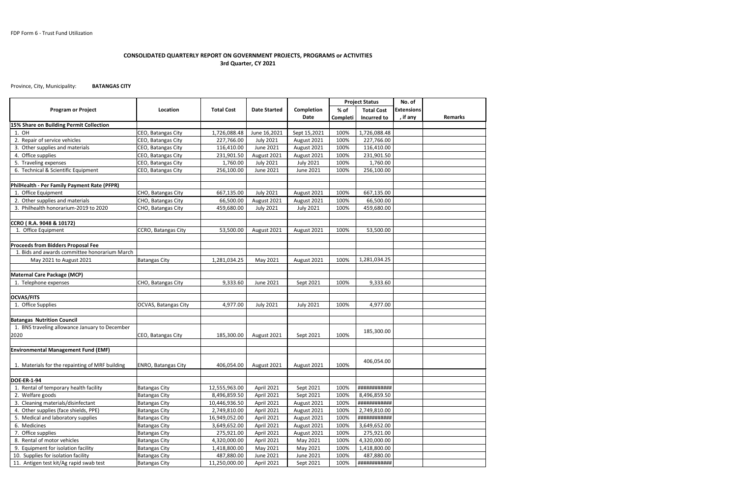FDP Form 6 - Trust Fund Utilization

## CONSOLIDATED QUARTERLY REPORT ON GOVERNMENT PROJECTS, PROGRAMS or ACTIVITIES
### 3rd Quarter, CY 2021

Province, City, Municipality: **BATANGAS CITY**

| Program or Project | Location | Total Cost | Date Started | Completion Date | Project Status | | No. of Extensions, if any | Remarks |
|---|---|---|---|---|---|---|---|---|
| | | | | | % of Completi | Total Cost Incurred to | | |
| **15% Share on Building Permit Collection** | | | | | | | | |
| 1. OH | CEO, Batangas City | 1,726,088.48 | June 16,2021 | Sept 15,2021 | 100% | 1,726,088.48 | | |
| 2. Repair of service vehicles | CEO, Batangas City | 227,766.00 | July 2021 | August 2021 | 100% | 227,766.00 | | |
| 3. Other supplies and materials | CEO, Batangas City | 116,410.00 | June 2021 | August 2021 | 100% | 116,410.00 | | |
| 4. Office supplies | CEO, Batangas City | 231,901.50 | August 2021 | August 2021 | 100% | 231,901.50 | | |
| 5. Traveling expenses | CEO, Batangas City | 1,760.00 | July 2021 | July 2021 | 100% | 1,760.00 | | |
| 6. Technical & Scientific Equipment | CEO, Batangas City | 256,100.00 | June 2021 | June 2021 | 100% | 256,100.00 | | |
| | | | | | | | | |
| **PhilHealth - Per Family Payment Rate (PFPR)** | | | | | | | | |
| 1. Office Equipment | CHO, Batangas City | 667,135.00 | July 2021 | August 2021 | 100% | 667,135.00 | | |
| 2. Other supplies and materials | CHO, Batangas City | 66,500.00 | August 2021 | August 2021 | 100% | 66,500.00 | | |
| 3. Philhealth honorarium-2019 to 2020 | CHO, Batangas City | 459,680.00 | July 2021 | July 2021 | 100% | 459,680.00 | | |
| | | | | | | | | |
| **CCRO ( R.A. 9048 & 10172)** | | | | | | | | |
| 1. Office Equipment | CCRO, Batangas City | 53,500.00 | August 2021 | August 2021 | 100% | 53,500.00 | | |
| | | | | | | | | |
| **Proceeds from Bidders Proposal Fee** | | | | | | | | |
| 1. Bids and awards committee honorarium March May 2021 to August 2021 | Batangas City | 1,281,034.25 | May 2021 | August 2021 | 100% | 1,281,034.25 | | |
| | | | | | | | | |
| **Maternal Care Package (MCP)** | | | | | | | | |
| 1. Telephone expenses | CHO, Batangas City | 9,333.60 | June 2021 | Sept 2021 | 100% | 9,333.60 | | |
| | | | | | | | | |
| **OCVAS/FITS** | | | | | | | | |
| 1. Office Supplies | OCVAS, Batangas City | 4,977.00 | July 2021 | July 2021 | 100% | 4,977.00 | | |
| | | | | | | | | |
| **Batangas Nutrition Council** | | | | | | | | |
| 1. BNS traveling allowance January to December 2020 | CEO, Batangas City | 185,300.00 | August 2021 | Sept 2021 | 100% | 185,300.00 | | |
| | | | | | | | | |
| **Environmental Management Fund (EMF)** | | | | | | | | |
| 1. Materials for the repainting of MRF building | ENRO, Batangas City | 406,054.00 | August 2021 | August 2021 | 100% | 406,054.00 | | |
| | | | | | | | | |
| **DOE-ER-1-94** | | | | | | | | |
| 1. Rental of temporary health facility | Batangas City | 12,555,963.00 | April 2021 | Sept 2021 | 100% | ############ | | |
| 2. Welfare goods | Batangas City | 8,496,859.50 | April 2021 | Sept 2021 | 100% | 8,496,859.50 | | |
| 3. Cleaning materials/disinfectant | Batangas City | 10,446,936.50 | April 2021 | August 2021 | 100% | ############ | | |
| 4. Other supplies (face shields, PPE) | Batangas City | 2,749,810.00 | April 2021 | August 2021 | 100% | 2,749,810.00 | | |
| 5. Medical and laboratory supplies | Batangas City | 16,949,052.00 | April 2021 | August 2021 | 100% | ############ | | |
| 6. Medicines | Batangas City | 3,649,652.00 | April 2021 | August 2021 | 100% | 3,649,652.00 | | |
| 7. Office supplies | Batangas City | 275,921.00 | April 2021 | August 2021 | 100% | 275,921.00 | | |
| 8. Rental of motor vehicles | Batangas City | 4,320,000.00 | April 2021 | May 2021 | 100% | 4,320,000.00 | | |
| 9. Equipment for isolation facility | Batangas City | 1,418,800.00 | May 2021 | May 2021 | 100% | 1,418,800.00 | | |
| 10. Supplies for isolation facility | Batangas City | 487,880.00 | June 2021 | June 2021 | 100% | 487,880.00 | | |
| 11. Antigen test kit/Ag rapid swab test | Batangas City | 11,250,000.00 | April 2021 | Sept 2021 | 100% | ############ | | |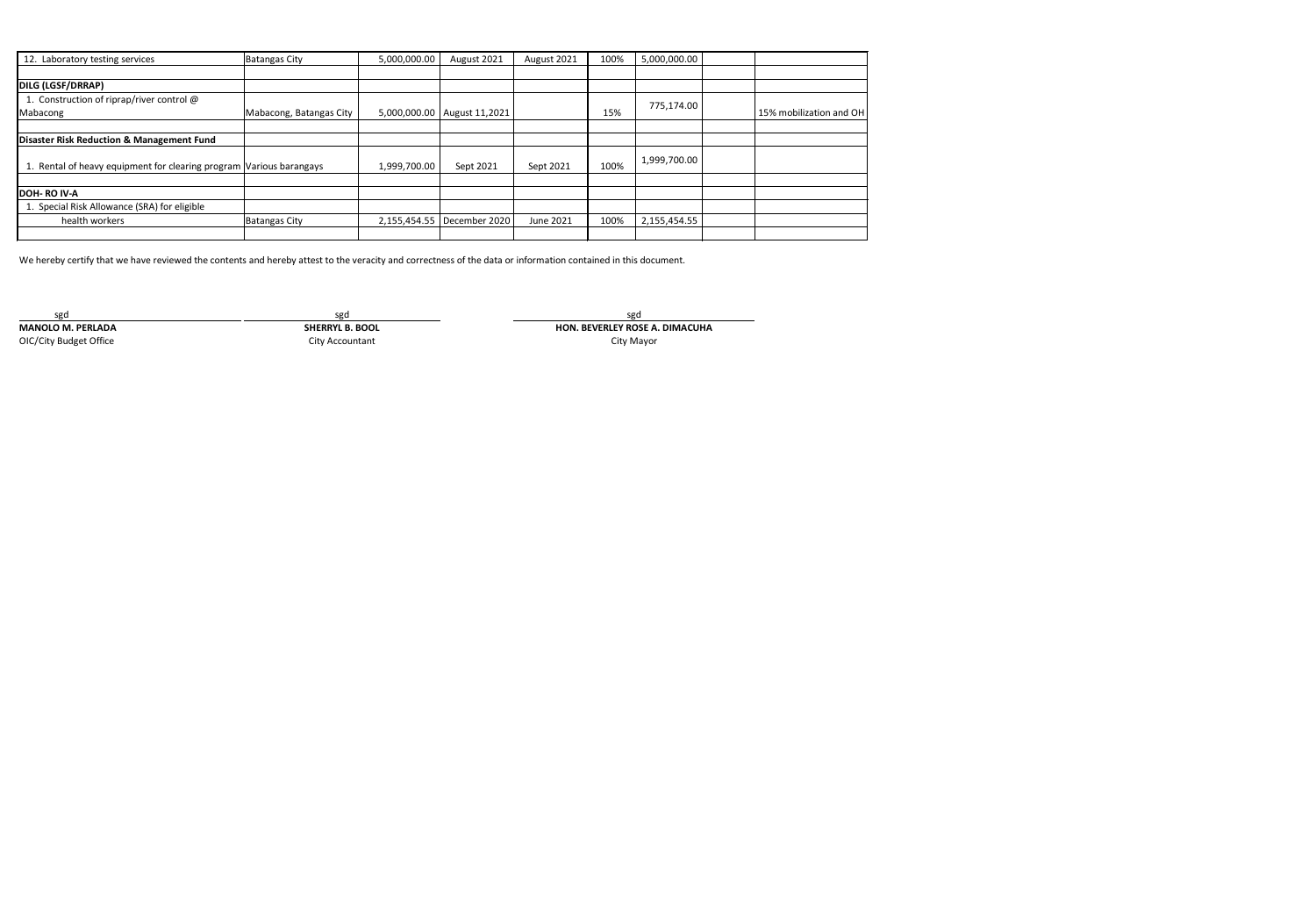| | | | | | | | | |
|---|---|---|---|---|---|---|---|---|
| 12. Laboratory testing services | Batangas City | 5,000,000.00 | August 2021 | August 2021 | 100% | 5,000,000.00 | | |
| | | | | | | | | |
| **DILG (LGSF/DRRAP)** | | | | | | | | |
| 1. Construction of riprap/river control @ Mabacong | Mabacong, Batangas City | 5,000,000.00 | August 11,2021 | | 15% | 775,174.00 | | 15% mobilization and OH |
| | | | | | | | | |
| **Disaster Risk Reduction & Management Fund** | | | | | | | | |
| 1. Rental of heavy equipment for clearing program | Various barangays | 1,999,700.00 | Sept 2021 | Sept 2021 | 100% | 1,999,700.00 | | |
| | | | | | | | | |
| **DOH- RO IV-A** | | | | | | | | |
| 1. Special Risk Allowance (SRA) for eligible health workers | Batangas City | 2,155,454.55 | December 2020 | June 2021 | 100% | 2,155,454.55 | | |
| | | | | | | | | |

We hereby certify that we have reviewed the contents and hereby attest to the veracity and correctness of the data or information contained in this document.

| | | |
|---|---|---|
| sgd | sgd | sgd |
| **MANOLO M. PERLADA** | **SHERRYL B. BOOL** | **HON. BEVERLEY ROSE A. DIMACUHA** |
| OIC/City Budget Office | City Accountant | City Mayor |